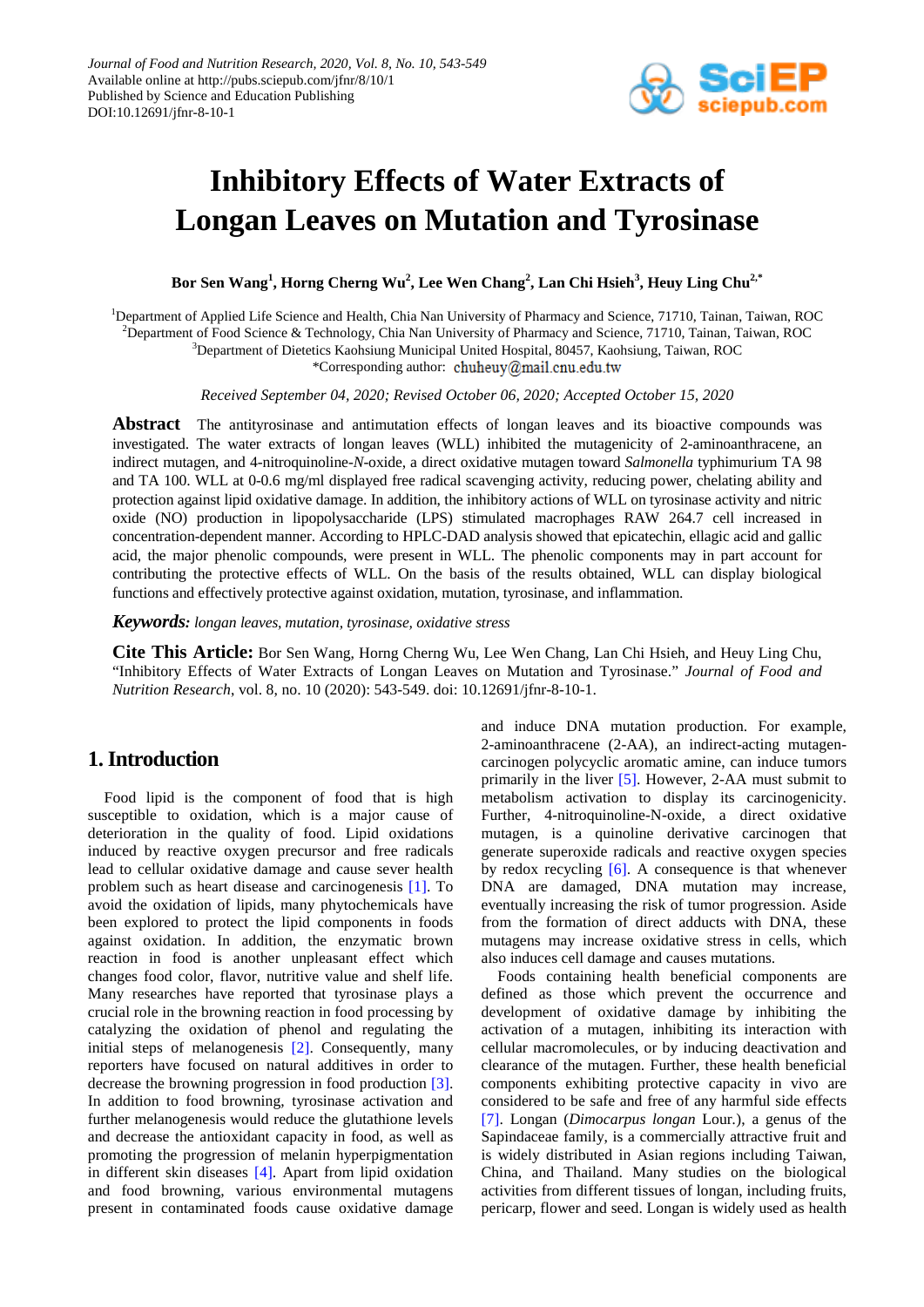Journal of Food and Nutrition Research, 2020, Vol. 8, No. 10, 543-549
Available online at http://pubs.sciepub.com/jfnr/8/10/1
Published by Science and Education Publishing
DOI:10.12691/jfnr-8-10-1

# Inhibitory Effects of Water Extracts of Longan Leaves on Mutation and Tyrosinase

**Bor Sen Wang[1], Horng Cherng Wu[2], Lee Wen Chang[2], Lan Chi Hsieh[3], Heuy Ling Chu[2,*]**

[1]Department of Applied Life Science and Health, Chia Nan University of Pharmacy and Science, 71710, Tainan, Taiwan, ROC
[2]Department of Food Science & Technology, Chia Nan University of Pharmacy and Science, 71710, Tainan, Taiwan, ROC
[3]Department of Dietetics Kaohsiung Municipal United Hospital, 80457, Kaohsiung, Taiwan, ROC
*Corresponding author: chuheuy@mail.cnu.edu.tw

*Received September 04, 2020; Revised October 06, 2020; Accepted October 15, 2020*

**Abstract** The antityrosinase and antimutation effects of longan leaves and its bioactive compounds was investigated. The water extracts of longan leaves (WLL) inhibited the mutagenicity of 2-aminoanthracene, an indirect mutagen, and 4-nitroquinoline-*N*-oxide, a direct oxidative mutagen toward *Salmonella* typhimurium TA 98 and TA 100. WLL at 0-0.6 mg/ml displayed free radical scavenging activity, reducing power, chelating ability and protection against lipid oxidative damage. In addition, the inhibitory actions of WLL on tyrosinase activity and nitric oxide (NO) production in lipopolysaccharide (LPS) stimulated macrophages RAW 264.7 cell increased in concentration-dependent manner. According to HPLC-DAD analysis showed that epicatechin, ellagic acid and gallic acid, the major phenolic compounds, were present in WLL. The phenolic components may in part account for contributing the protective effects of WLL. On the basis of the results obtained, WLL can display biological functions and effectively protective against oxidation, mutation, tyrosinase, and inflammation.

***Keywords:*** *longan leaves, mutation, tyrosinase, oxidative stress*

**Cite This Article:** Bor Sen Wang, Horng Cherng Wu, Lee Wen Chang, Lan Chi Hsieh, and Heuy Ling Chu, "Inhibitory Effects of Water Extracts of Longan Leaves on Mutation and Tyrosinase." *Journal of Food and Nutrition Research*, vol. 8, no. 10 (2020): 543-549. doi: 10.12691/jfnr-8-10-1.

## 1. Introduction

Food lipid is the component of food that is high susceptible to oxidation, which is a major cause of deterioration in the quality of food. Lipid oxidations induced by reactive oxygen precursor and free radicals lead to cellular oxidative damage and cause sever health problem such as heart disease and carcinogenesis [1]. To avoid the oxidation of lipids, many phytochemicals have been explored to protect the lipid components in foods against oxidation. In addition, the enzymatic brown reaction in food is another unpleasant effect which changes food color, flavor, nutritive value and shelf life. Many researches have reported that tyrosinase plays a crucial role in the browning reaction in food processing by catalyzing the oxidation of phenol and regulating the initial steps of melanogenesis [2]. Consequently, many reporters have focused on natural additives in order to decrease the browning progression in food production [3]. In addition to food browning, tyrosinase activation and further melanogenesis would reduce the glutathione levels and decrease the antioxidant capacity in food, as well as promoting the progression of melanin hyperpigmentation in different skin diseases [4]. Apart from lipid oxidation and food browning, various environmental mutagens present in contaminated foods cause oxidative damage and induce DNA mutation production. For example, 2-aminoanthracene (2-AA), an indirect-acting mutagen-carcinogen polycyclic aromatic amine, can induce tumors primarily in the liver [5]. However, 2-AA must submit to metabolism activation to display its carcinogenicity. Further, 4-nitroquinoline-N-oxide, a direct oxidative mutagen, is a quinoline derivative carcinogen that generate superoxide radicals and reactive oxygen species by redox recycling [6]. A consequence is that whenever DNA are damaged, DNA mutation may increase, eventually increasing the risk of tumor progression. Aside from the formation of direct adducts with DNA, these mutagens may increase oxidative stress in cells, which also induces cell damage and causes mutations.

Foods containing health beneficial components are defined as those which prevent the occurrence and development of oxidative damage by inhibiting the activation of a mutagen, inhibiting its interaction with cellular macromolecules, or by inducing deactivation and clearance of the mutagen. Further, these health beneficial components exhibiting protective capacity in vivo are considered to be safe and free of any harmful side effects [7]. Longan (*Dimocarpus longan* Lour.), a genus of the Sapindaceae family, is a commercially attractive fruit and is widely distributed in Asian regions including Taiwan, China, and Thailand. Many studies on the biological activities from different tissues of longan, including fruits, pericarp, flower and seed. Longan is widely used as health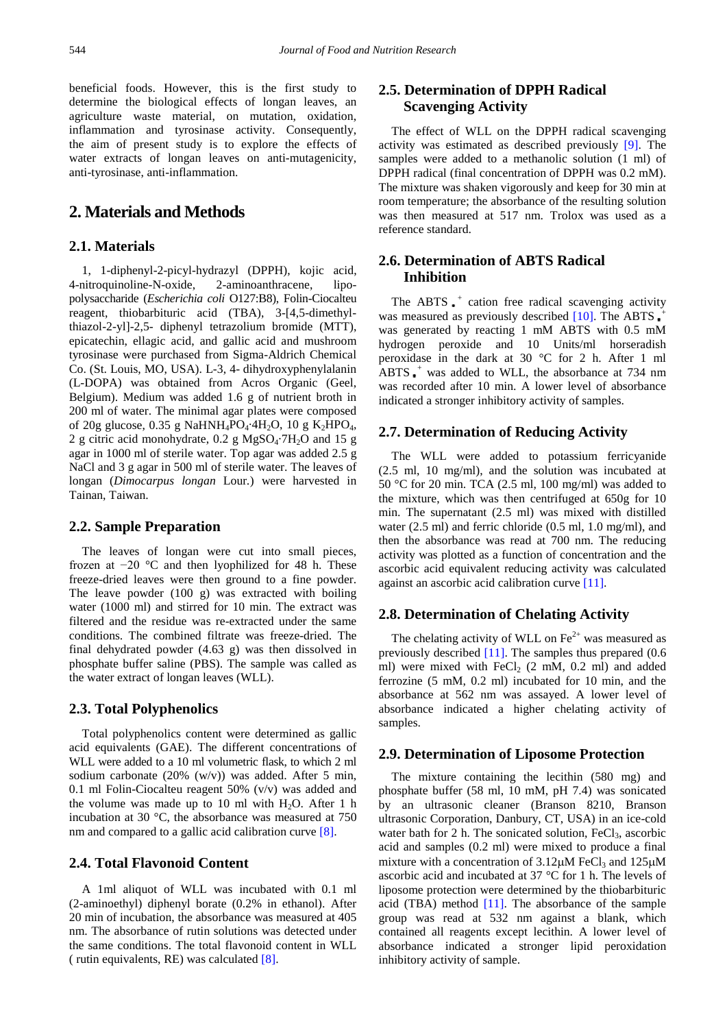beneficial foods. However, this is the first study to determine the biological effects of longan leaves, an agriculture waste material, on mutation, oxidation, inflammation and tyrosinase activity. Consequently, the aim of present study is to explore the effects of water extracts of longan leaves on anti-mutagenicity, anti-tyrosinase, anti-inflammation.

# 2. Materials and Methods

## 2.1. Materials

1, 1-diphenyl-2-picyl-hydrazyl (DPPH), kojic acid, 4-nitroquinoline-N-oxide, 2-aminoanthracene, lipo-polysaccharide (*Escherichia coli* O127:B8), Folin-Ciocalteu reagent, thiobarbituric acid (TBA), 3-[4,5-dimethyl-thiazol-2-yl]-2,5- diphenyl tetrazolium bromide (MTT), epicatechin, ellagic acid, and gallic acid and mushroom tyrosinase were purchased from Sigma-Aldrich Chemical Co. (St. Louis, MO, USA). L-3, 4- dihydroxyphenylalanin (L-DOPA) was obtained from Acros Organic (Geel, Belgium). Medium was added 1.6 g of nutrient broth in 200 ml of water. The minimal agar plates were composed of 20g glucose, 0.35 g $NaHNH_4PO_4 \cdot 4H_2O$, 10 g $K_2HPO_4$, 2 g citric acid monohydrate, 0.2 g $MgSO_4 \cdot 7H_2O$ and 15 g agar in 1000 ml of sterile water. Top agar was added 2.5 g NaCl and 3 g agar in 500 ml of sterile water. The leaves of longan (*Dimocarpus longan* Lour.) were harvested in Tainan, Taiwan.

## 2.2. Sample Preparation

The leaves of longan were cut into small pieces, frozen at −20 °C and then lyophilized for 48 h. These freeze-dried leaves were then ground to a fine powder. The leave powder (100 g) was extracted with boiling water (1000 ml) and stirred for 10 min. The extract was filtered and the residue was re-extracted under the same conditions. The combined filtrate was freeze-dried. The final dehydrated powder (4.63 g) was then dissolved in phosphate buffer saline (PBS). The sample was called as the water extract of longan leaves (WLL).

## 2.3. Total Polyphenolics

Total polyphenolics content were determined as gallic acid equivalents (GAE). The different concentrations of WLL were added to a 10 ml volumetric flask, to which 2 ml sodium carbonate (20% (w/v)) was added. After 5 min, 0.1 ml Folin-Ciocalteu reagent 50% (v/v) was added and the volume was made up to 10 ml with $H_2O$. After 1 h incubation at 30 °C, the absorbance was measured at 750 nm and compared to a gallic acid calibration curve [8].

## 2.4. Total Flavonoid Content

A 1ml aliquot of WLL was incubated with 0.1 ml (2-aminoethyl) diphenyl borate (0.2% in ethanol). After 20 min of incubation, the absorbance was measured at 405 nm. The absorbance of rutin solutions was detected under the same conditions. The total flavonoid content in WLL ( rutin equivalents, RE) was calculated [8].

## 2.5. Determination of DPPH Radical Scavenging Activity

The effect of WLL on the DPPH radical scavenging activity was estimated as described previously [9]. The samples were added to a methanolic solution (1 ml) of DPPH radical (final concentration of DPPH was 0.2 mM). The mixture was shaken vigorously and keep for 30 min at room temperature; the absorbance of the resulting solution was then measured at 517 nm. Trolox was used as a reference standard.

## 2.6. Determination of ABTS Radical Inhibition

The $ABTS^{\bullet+}$ cation free radical scavenging activity was measured as previously described [10]. The $ABTS^{\bullet+}$ was generated by reacting 1 mM ABTS with 0.5 mM hydrogen peroxide and 10 Units/ml horseradish peroxidase in the dark at 30 °C for 2 h. After 1 ml $ABTS^{\bullet+}$ was added to WLL, the absorbance at 734 nm was recorded after 10 min. A lower level of absorbance indicated a stronger inhibitory activity of samples.

## 2.7. Determination of Reducing Activity

The WLL were added to potassium ferricyanide (2.5 ml, 10 mg/ml), and the solution was incubated at 50 °C for 20 min. TCA (2.5 ml, 100 mg/ml) was added to the mixture, which was then centrifuged at 650g for 10 min. The supernatant (2.5 ml) was mixed with distilled water (2.5 ml) and ferric chloride (0.5 ml, 1.0 mg/ml), and then the absorbance was read at 700 nm. The reducing activity was plotted as a function of concentration and the ascorbic acid equivalent reducing activity was calculated against an ascorbic acid calibration curve [11].

## 2.8. Determination of Chelating Activity

The chelating activity of WLL on $Fe^{2+}$ was measured as previously described [11]. The samples thus prepared (0.6 ml) were mixed with $FeCl_2$ (2 mM, 0.2 ml) and added ferrozine (5 mM, 0.2 ml) incubated for 10 min, and the absorbance at 562 nm was assayed. A lower level of absorbance indicated a higher chelating activity of samples.

## 2.9. Determination of Liposome Protection

The mixture containing the lecithin (580 mg) and phosphate buffer (58 ml, 10 mM, pH 7.4) was sonicated by an ultrasonic cleaner (Branson 8210, Branson ultrasonic Corporation, Danbury, CT, USA) in an ice-cold water bath for 2 h. The sonicated solution, $FeCl_3$, ascorbic acid and samples (0.2 ml) were mixed to produce a final mixture with a concentration of 3.12μM $FeCl_3$ and 125μM ascorbic acid and incubated at 37 °C for 1 h. The levels of liposome protection were determined by the thiobarbituric acid (TBA) method [11]. The absorbance of the sample group was read at 532 nm against a blank, which contained all reagents except lecithin. A lower level of absorbance indicated a stronger lipid peroxidation inhibitory activity of sample.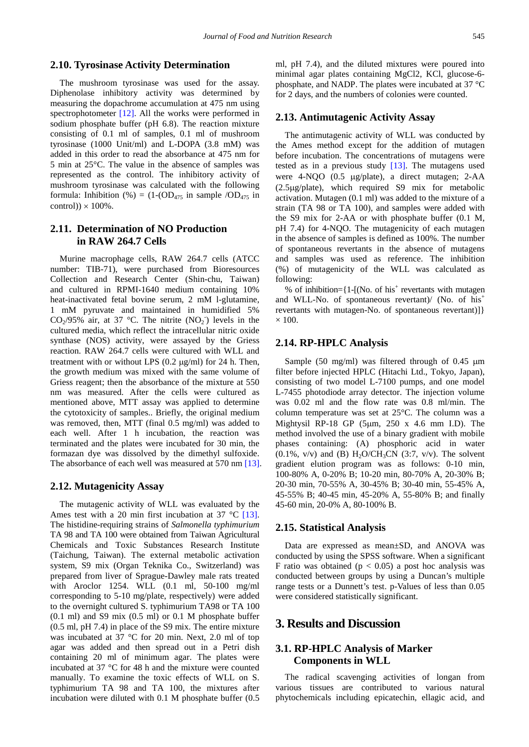### 2.10. Tyrosinase Activity Determination

The mushroom tyrosinase was used for the assay. Diphenolase inhibitory activity was determined by measuring the dopachrome accumulation at 475 nm using spectrophotometer [12]. All the works were performed in sodium phosphate buffer (pH 6.8). The reaction mixture consisting of 0.1 ml of samples, 0.1 ml of mushroom tyrosinase (1000 Unit/ml) and L-DOPA (3.8 mM) was added in this order to read the absorbance at 475 nm for 5 min at 25°C. The value in the absence of samples was represented as the control. The inhibitory activity of mushroom tyrosinase was calculated with the following formula: Inhibition (%) = (1-($OD_{475}$ in sample /$OD_{475}$ in control)) × 100%.

### 2.11. Determination of NO Production in RAW 264.7 Cells

Murine macrophage cells, RAW 264.7 cells (ATCC number: TIB-71), were purchased from Bioresources Collection and Research Center (Shin-chu, Taiwan) and cultured in RPMI-1640 medium containing 10% heat-inactivated fetal bovine serum, 2 mM l-glutamine, 1 mM pyruvate and maintained in humidified 5% $CO_2$/95% air, at 37 °C. The nitrite ($NO_2^-$) levels in the cultured media, which reflect the intracellular nitric oxide synthase (NOS) activity, were assayed by the Griess reaction. RAW 264.7 cells were cultured with WLL and treatment with or without LPS (0.2 μg/ml) for 24 h. Then, the growth medium was mixed with the same volume of Griess reagent; then the absorbance of the mixture at 550 nm was measured. After the cells were cultured as mentioned above, MTT assay was applied to determine the cytotoxicity of samples.. Briefly, the original medium was removed, then, MTT (final 0.5 mg/ml) was added to each well. After 1 h incubation, the reaction was terminated and the plates were incubated for 30 min, the formazan dye was dissolved by the dimethyl sulfoxide. The absorbance of each well was measured at 570 nm [13].

### 2.12. Mutagenicity Assay

The mutagenic activity of WLL was evaluated by the Ames test with a 20 min first incubation at 37 °C [13]. The histidine-requiring strains of *Salmonella typhimurium* TA 98 and TA 100 were obtained from Taiwan Agricultural Chemicals and Toxic Substances Research Institute (Taichung, Taiwan). The external metabolic activation system, S9 mix (Organ Teknika Co., Switzerland) was prepared from liver of Sprague-Dawley male rats treated with Aroclor 1254. WLL (0.1 ml, 50-100 mg/ml corresponding to 5-10 mg/plate, respectively) were added to the overnight cultured S. typhimurium TA98 or TA 100 (0.1 ml) and S9 mix (0.5 ml) or 0.1 M phosphate buffer (0.5 ml, pH 7.4) in place of the S9 mix. The entire mixture was incubated at 37 °C for 20 min. Next, 2.0 ml of top agar was added and then spread out in a Petri dish containing 20 ml of minimum agar. The plates were incubated at 37 °C for 48 h and the mixture were counted manually. To examine the toxic effects of WLL on S. typhimurium TA 98 and TA 100, the mixtures after incubation were diluted with 0.1 M phosphate buffer (0.5 ml, pH 7.4), and the diluted mixtures were poured into minimal agar plates containing MgCl2, KCl, glucose-6-phosphate, and NADP. The plates were incubated at 37 °C for 2 days, and the numbers of colonies were counted.

### 2.13. Antimutagenic Activity Assay

The antimutagenic activity of WLL was conducted by the Ames method except for the addition of mutagen before incubation. The concentrations of mutagens were tested as in a previous study [13]. The mutagens used were 4-NQO (0.5 μg/plate), a direct mutagen; 2-AA (2.5μg/plate), which required S9 mix for metabolic activation. Mutagen (0.1 ml) was added to the mixture of a strain (TA 98 or TA 100), and samples were added with the S9 mix for 2-AA or with phosphate buffer (0.1 M, pH 7.4) for 4-NQO. The mutagenicity of each mutagen in the absence of samples is defined as 100%. The number of spontaneous revertants in the absence of mutagens and samples was used as reference. The inhibition (%) of mutagenicity of the WLL was calculated as following:

% of inhibition={1-[(No. of $his^+$ revertants with mutagen and WLL-No. of spontaneous revertant)/ (No. of $his^+$ revertants with mutagen-No. of spontaneous revertant)]} × 100.

### 2.14. RP-HPLC Analysis

Sample (50 mg/ml) was filtered through of 0.45 μm filter before injected HPLC (Hitachi Ltd., Tokyo, Japan), consisting of two model L-7100 pumps, and one model L-7455 photodiode array detector. The injection volume was 0.02 ml and the flow rate was 0.8 ml/min. The column temperature was set at 25°C. The column was a Mightysil RP-18 GP (5μm, 250 x 4.6 mm I.D). The method involved the use of a binary gradient with mobile phases containing: (A) phosphoric acid in water (0.1%, v/v) and (B) $H_2O/CH_3CN$ (3:7, v/v). The solvent gradient elution program was as follows: 0-10 min, 100-80% A, 0-20% B; 10-20 min, 80-70% A, 20-30% B; 20-30 min, 70-55% A, 30-45% B; 30-40 min, 55-45% A, 45-55% B; 40-45 min, 45-20% A, 55-80% B; and finally 45-60 min, 20-0% A, 80-100% B.

### 2.15. Statistical Analysis

Data are expressed as mean±SD, and ANOVA was conducted by using the SPSS software. When a significant F ratio was obtained ($p < 0.05$) a post hoc analysis was conducted between groups by using a Duncan's multiple range tests or a Dunnett's test. p-Values of less than 0.05 were considered statistically significant.

## 3. Results and Discussion

### 3.1. RP-HPLC Analysis of Marker Components in WLL

The radical scavenging activities of longan from various tissues are contributed to various natural phytochemicals including epicatechin, ellagic acid, and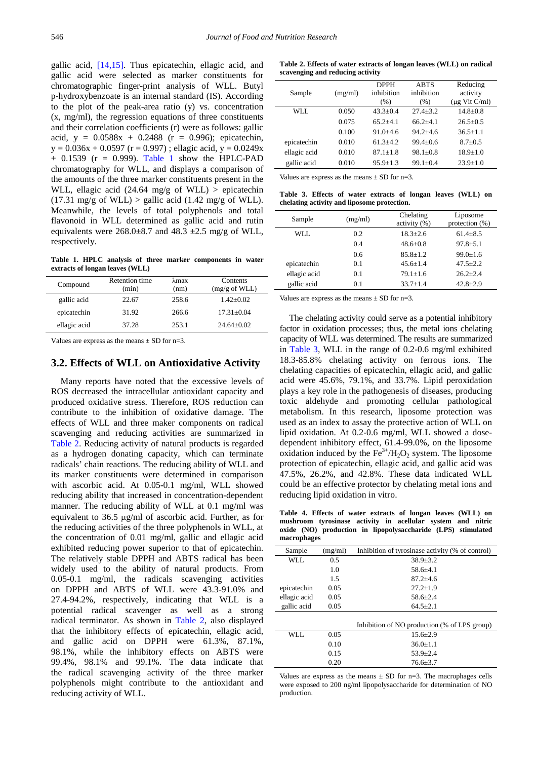gallic acid, [14,15]. Thus epicatechin, ellagic acid, and gallic acid were selected as marker constituents for chromatographic finger-print analysis of WLL. Butyl p-hydroxybenzoate is an internal standard (IS). According to the plot of the peak-area ratio (y) vs. concentration (x, mg/ml), the regression equations of three constituents and their correlation coefficients (r) were as follows: gallic acid, $y = 0.0588x + 0.2488$ ($r = 0.996$); epicatechin, $y = 0.036x + 0.0597$ ($r = 0.997$) ; ellagic acid, $y = 0.0249x + 0.1539$ ($r = 0.999$). Table 1 show the HPLC-PAD chromatography for WLL, and displays a comparison of the amounts of the three marker constituents present in the WLL, ellagic acid (24.64 mg/g of WLL) > epicatechin (17.31 mg/g of WLL) > gallic acid (1.42 mg/g of WLL). Meanwhile, the levels of total polyphenols and total flavonoid in WLL determined as gallic acid and rutin equivalents were 268.0±8.7 and 48.3 ±2.5 mg/g of WLL, respectively.

**Table 1. HPLC analysis of three marker components in water extracts of longan leaves (WLL)**

| Compound | Retention time (min) | λmax (nm) | Contents (mg/g of WLL) |
|---|---|---|---|
| gallic acid | 22.67 | 258.6 | 1.42±0.02 |
| epicatechin | 31.92 | 266.6 | 17.31±0.04 |
| ellagic acid | 37.28 | 253.1 | 24.64±0.02 |

Values are express as the means ± SD for n=3.

## 3.2. Effects of WLL on Antioxidative Activity

Many reports have noted that the excessive levels of ROS decreased the intracellular antioxidant capacity and produced oxidative stress. Therefore, ROS reduction can contribute to the inhibition of oxidative damage. The effects of WLL and three maker components on radical scavenging and reducing activities are summarized in Table 2. Reducing activity of natural products is regarded as a hydrogen donating capacity, which can terminate radicals' chain reactions. The reducing ability of WLL and its marker constituents were determined in comparison with ascorbic acid. At 0.05-0.1 mg/ml, WLL showed reducing ability that increased in concentration-dependent manner. The reducing ability of WLL at 0.1 mg/ml was equivalent to 36.5 μg/ml of ascorbic acid. Further, as for the reducing activities of the three polyphenols in WLL, at the concentration of 0.01 mg/ml, gallic and ellagic acid exhibited reducing power superior to that of epicatechin. The relatively stable DPPH and ABTS radical has been widely used to the ability of natural products. From 0.05-0.1 mg/ml, the radicals scavenging activities on DPPH and ABTS of WLL were 43.3-91.0% and 27.4-94.2%, respectively, indicating that WLL is a potential radical scavenger as well as a strong radical terminator. As shown in Table 2, also displayed that the inhibitory effects of epicatechin, ellagic acid, and gallic acid on DPPH were 61.3%, 87.1%, 98.1%, while the inhibitory effects on ABTS were 99.4%, 98.1% and 99.1%. The data indicate that the radical scavenging activity of the three marker polyphenols might contribute to the antioxidant and reducing activity of WLL.

**Table 2. Effects of water extracts of longan leaves (WLL) on radical scavenging and reducing activity**

| Sample | (mg/ml) | DPPH inhibition (%) | ABTS inhibition (%) | Reducing activity (μg Vit C/ml) |
|---|---|---|---|---|
| WLL | 0.050 | 43.3±0.4 | 27.4±3.2 | 14.8±0.8 |
| | 0.075 | 65.2±4.1 | 66.2±4.1 | 26.5±0.5 |
| | 0.100 | 91.0±4.6 | 94.2±4.6 | 36.5±1.1 |
| epicatechin | 0.010 | 61.3±4.2 | 99.4±0.6 | 8.7±0.5 |
| ellagic acid | 0.010 | 87.1±1.8 | 98.1±0.8 | 18.9±1.0 |
| gallic acid | 0.010 | 95.9±1.3 | 99.1±0.4 | 23.9±1.0 |

Values are express as the means ± SD for n=3.

**Table 3. Effects of water extracts of longan leaves (WLL) on chelating activity and liposome protection.**

| Sample | (mg/ml) | Chelating activity (%) | Liposome protection (%) |
|---|---|---|---|
| WLL | 0.2 | 18.3±2.6 | 61.4±8.5 |
| | 0.4 | 48.6±0.8 | 97.8±5.1 |
| | 0.6 | 85.8±1.2 | 99.0±1.6 |
| epicatechin | 0.1 | 45.6±1.4 | 47.5±2.2 |
| ellagic acid | 0.1 | 79.1±1.6 | 26.2±2.4 |
| gallic acid | 0.1 | 33.7±1.4 | 42.8±2.9 |

Values are express as the means ± SD for n=3.

The chelating activity could serve as a potential inhibitory factor in oxidation processes; thus, the metal ions chelating capacity of WLL was determined. The results are summarized in Table 3, WLL in the range of 0.2-0.6 mg/ml exhibited 18.3-85.8% chelating activity on ferrous ions. The chelating capacities of epicatechin, ellagic acid, and gallic acid were 45.6%, 79.1%, and 33.7%. Lipid peroxidation plays a key role in the pathogenesis of diseases, producing toxic aldehyde and promoting cellular pathological metabolism. In this research, liposome protection was used as an index to assay the protective action of WLL on lipid oxidation. At 0.2-0.6 mg/ml, WLL showed a dose-dependent inhibitory effect, 61.4-99.0%, on the liposome oxidation induced by the $Fe^{3+}/H_2O_2$ system. The liposome protection of epicatechin, ellagic acid, and gallic acid was 47.5%, 26.2%, and 42.8%. These data indicated WLL could be an effective protector by chelating metal ions and reducing lipid oxidation in vitro.

**Table 4. Effects of water extracts of longan leaves (WLL) on mushroom tyrosinase activity in acellular system and nitric oxide (NO) production in lipopolysaccharide (LPS) stimulated macrophages**

| Sample | (mg/ml) | Inhibition of tyrosinase activity (% of control) |
|---|---|---|
| WLL | 0.5 | 38.9±3.2 |
| | 1.0 | 58.6±4.1 |
| | 1.5 | 87.2±4.6 |
| epicatechin | 0.05 | 27.2±1.9 |
| ellagic acid | 0.05 | 58.6±2.4 |
| gallic acid | 0.05 | 64.5±2.1 |
| | | **Inhibition of NO production (% of LPS group)** |
| WLL | 0.05 | 15.6±2.9 |
| | 0.10 | 36.0±1.1 |
| | 0.15 | 53.9±2.4 |
| | 0.20 | 76.6±3.7 |

Values are express as the means ± SD for n=3. The macrophages cells were exposed to 200 ng/ml lipopolysaccharide for determination of NO production.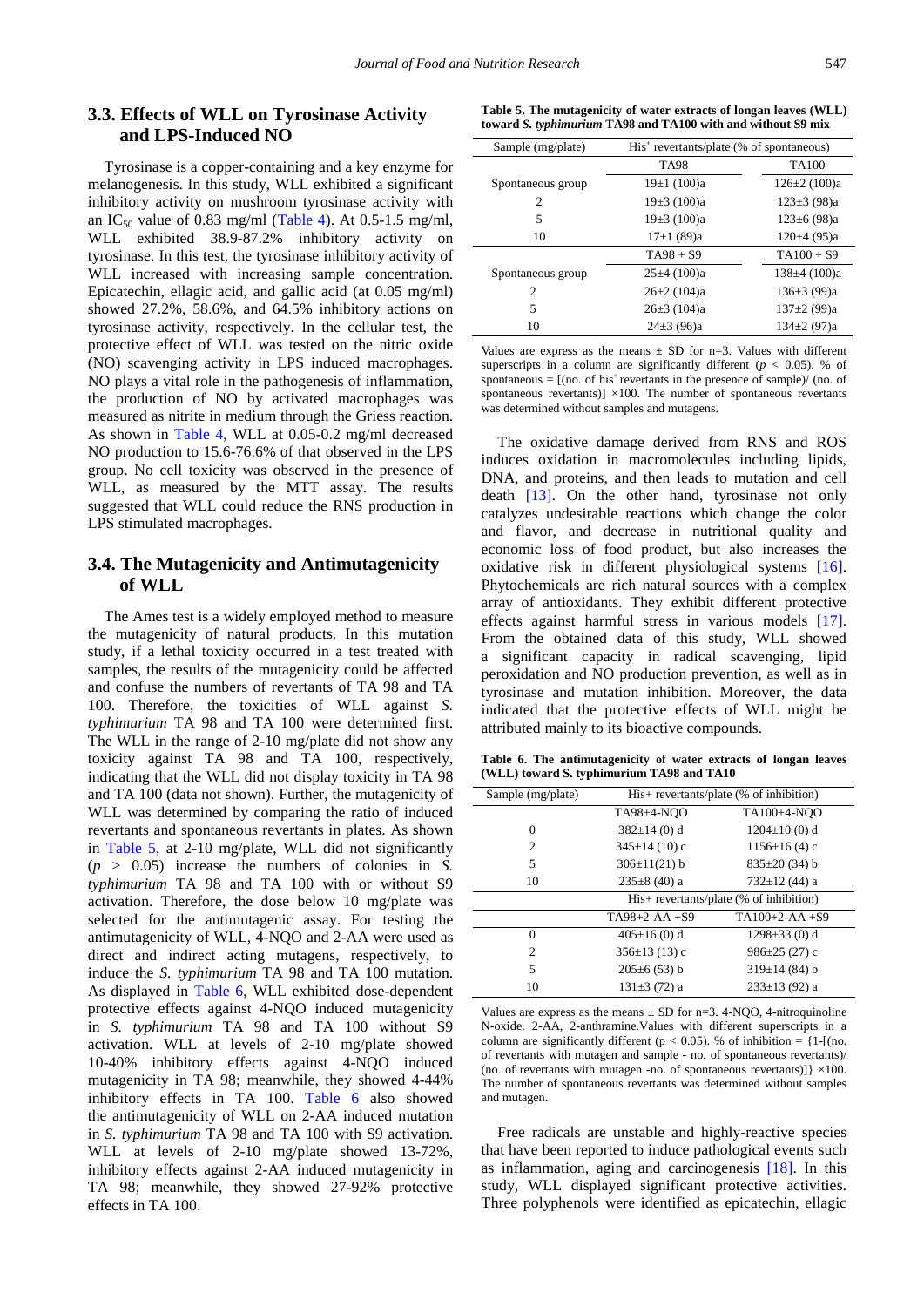## 3.3. Effects of WLL on Tyrosinase Activity and LPS-Induced NO

Tyrosinase is a copper-containing and a key enzyme for melanogenesis. In this study, WLL exhibited a significant inhibitory activity on mushroom tyrosinase activity with an $IC_{50}$ value of 0.83 mg/ml (Table 4). At 0.5-1.5 mg/ml, WLL exhibited 38.9-87.2% inhibitory activity on tyrosinase. In this test, the tyrosinase inhibitory activity of WLL increased with increasing sample concentration. Epicatechin, ellagic acid, and gallic acid (at 0.05 mg/ml) showed 27.2%, 58.6%, and 64.5% inhibitory actions on tyrosinase activity, respectively. In the cellular test, the protective effect of WLL was tested on the nitric oxide (NO) scavenging activity in LPS induced macrophages. NO plays a vital role in the pathogenesis of inflammation, the production of NO by activated macrophages was measured as nitrite in medium through the Griess reaction. As shown in Table 4, WLL at 0.05-0.2 mg/ml decreased NO production to 15.6-76.6% of that observed in the LPS group. No cell toxicity was observed in the presence of WLL, as measured by the MTT assay. The results suggested that WLL could reduce the RNS production in LPS stimulated macrophages.

## 3.4. The Mutagenicity and Antimutagenicity of WLL

The Ames test is a widely employed method to measure the mutagenicity of natural products. In this mutation study, if a lethal toxicity occurred in a test treated with samples, the results of the mutagenicity could be affected and confuse the numbers of revertants of TA 98 and TA 100. Therefore, the toxicities of WLL against *S. typhimurium* TA 98 and TA 100 were determined first. The WLL in the range of 2-10 mg/plate did not show any toxicity against TA 98 and TA 100, respectively, indicating that the WLL did not display toxicity in TA 98 and TA 100 (data not shown). Further, the mutagenicity of WLL was determined by comparing the ratio of induced revertants and spontaneous revertants in plates. As shown in Table 5, at 2-10 mg/plate, WLL did not significantly ($p > 0.05$) increase the numbers of colonies in *S. typhimurium* TA 98 and TA 100 with or without S9 activation. Therefore, the dose below 10 mg/plate was selected for the antimutagenic assay. For testing the antimutagenicity of WLL, 4-NQO and 2-AA were used as direct and indirect acting mutagens, respectively, to induce the *S. typhimurium* TA 98 and TA 100 mutation. As displayed in Table 6, WLL exhibited dose-dependent protective effects against 4-NQO induced mutagenicity in *S. typhimurium* TA 98 and TA 100 without S9 activation. WLL at levels of 2-10 mg/plate showed 10-40% inhibitory effects against 4-NQO induced mutagenicity in TA 98; meanwhile, they showed 4-44% inhibitory effects in TA 100. Table 6 also showed the antimutagenicity of WLL on 2-AA induced mutation in *S. typhimurium* TA 98 and TA 100 with S9 activation. WLL at levels of 2-10 mg/plate showed 13-72%, inhibitory effects against 2-AA induced mutagenicity in TA 98; meanwhile, they showed 27-92% protective effects in TA 100.

**Table 5. The mutagenicity of water extracts of longan leaves (WLL) toward *S. typhimurium* TA98 and TA100 with and without S9 mix**

| Sample (mg/plate) | $His^+$ revertants/plate (% of spontaneous) | |
|---|---|---|
| | TA98 | TA100 |
| Spontaneous group | 19±1 (100)a | 126±2 (100)a |
| 2 | 19±3 (100)a | 123±3 (98)a |
| 5 | 19±3 (100)a | 123±6 (98)a |
| 10 | 17±1 (89)a | 120±4 (95)a |
| | TA98 + S9 | TA100 + S9 |
| Spontaneous group | 25±4 (100)a | 138±4 (100)a |
| 2 | 26±2 (104)a | 136±3 (99)a |
| 5 | 26±3 (104)a | 137±2 (99)a |
| 10 | 24±3 (96)a | 134±2 (97)a |

Values are express as the means ± SD for n=3. Values with different superscripts in a column are significantly different ($p < 0.05$). % of spontaneous = [(no. of $his^+$ revertants in the presence of sample)/ (no. of spontaneous revertants)] ×100. The number of spontaneous revertants was determined without samples and mutagens.

The oxidative damage derived from RNS and ROS induces oxidation in macromolecules including lipids, DNA, and proteins, and then leads to mutation and cell death [13]. On the other hand, tyrosinase not only catalyzes undesirable reactions which change the color and flavor, and decrease in nutritional quality and economic loss of food product, but also increases the oxidative risk in different physiological systems [16]. Phytochemicals are rich natural sources with a complex array of antioxidants. They exhibit different protective effects against harmful stress in various models [17]. From the obtained data of this study, WLL showed a significant capacity in radical scavenging, lipid peroxidation and NO production prevention, as well as in tyrosinase and mutation inhibition. Moreover, the data indicated that the protective effects of WLL might be attributed mainly to its bioactive compounds.

**Table 6. The antimutagenicity of water extracts of longan leaves (WLL) toward S. typhimurium TA98 and TA10**

| Sample (mg/plate) | His+ revertants/plate (% of inhibition) | |
|---|---|---|
| | TA98+4-NQO | TA100+4-NQO |
| 0 | 382±14 (0) d | 1204±10 (0) d |
| 2 | 345±14 (10) c | 1156±16 (4) c |
| 5 | 306±11(21) b | 835±20 (34) b |
| 10 | 235±8 (40) a | 732±12 (44) a |
| | His+ revertants/plate (% of inhibition) | |
| | TA98+2-AA +S9 | TA100+2-AA +S9 |
| 0 | 405±16 (0) d | 1298±33 (0) d |
| 2 | 356±13 (13) c | 986±25 (27) c |
| 5 | 205±6 (53) b | 319±14 (84) b |
| 10 | 131±3 (72) a | 233±13 (92) a |

Values are express as the means ± SD for n=3. 4-NQO, 4-nitroquinoline N-oxide. 2-AA, 2-anthramine.Values with different superscripts in a column are significantly different (p < 0.05). % of inhibition = {1-[(no. of revertants with mutagen and sample - no. of spontaneous revertants)/ (no. of revertants with mutagen -no. of spontaneous revertants)]} ×100. The number of spontaneous revertants was determined without samples and mutagen.

Free radicals are unstable and highly-reactive species that have been reported to induce pathological events such as inflammation, aging and carcinogenesis [18]. In this study, WLL displayed significant protective activities. Three polyphenols were identified as epicatechin, ellagic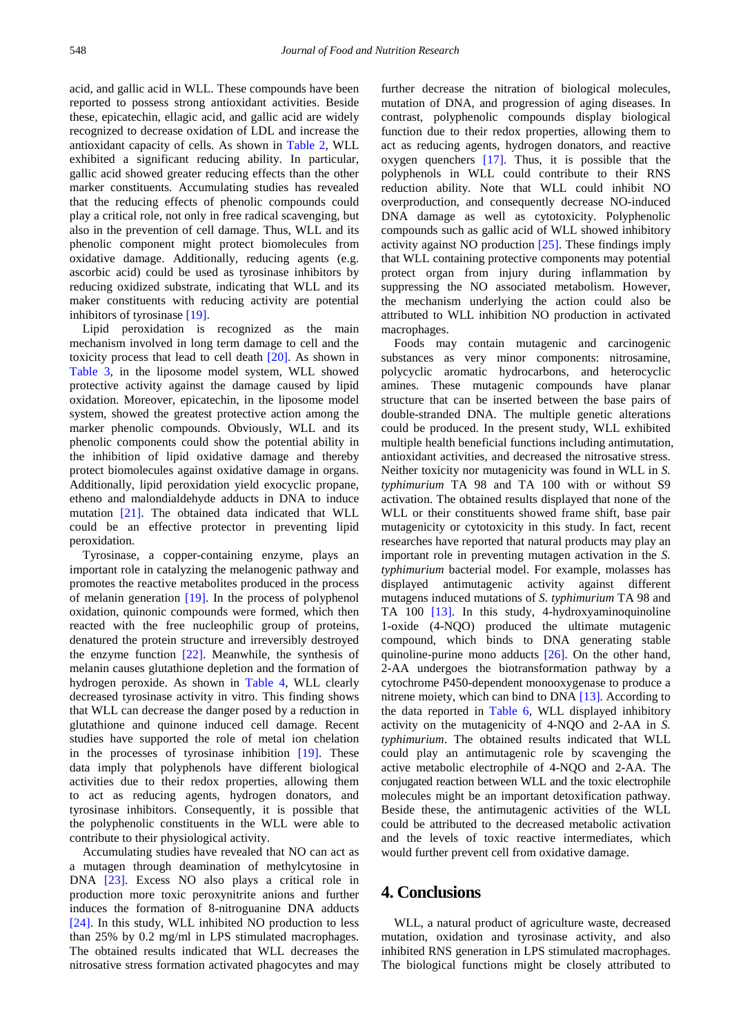acid, and gallic acid in WLL. These compounds have been reported to possess strong antioxidant activities. Beside these, epicatechin, ellagic acid, and gallic acid are widely recognized to decrease oxidation of LDL and increase the antioxidant capacity of cells. As shown in Table 2, WLL exhibited a significant reducing ability. In particular, gallic acid showed greater reducing effects than the other marker constituents. Accumulating studies have revealed that the reducing effects of phenolic compounds could play a critical role, not only in free radical scavenging, but also in the prevention of cell damage. Thus, WLL and its phenolic component might protect biomolecules from oxidative damage. Additionally, reducing agents (e.g. ascorbic acid) could be used as tyrosinase inhibitors by reducing oxidized substrate, indicating that WLL and its maker constituents with reducing activity are potential inhibitors of tyrosinase [19].

Lipid peroxidation is recognized as the main mechanism involved in long term damage to cell and the toxicity process that lead to cell death [20]. As shown in Table 3, in the liposome model system, WLL showed protective activity against the damage caused by lipid oxidation. Moreover, epicatechin, in the liposome model system, showed the greatest protective action among the marker phenolic compounds. Obviously, WLL and its phenolic components could show the potential ability in the inhibition of lipid oxidative damage and thereby protect biomolecules against oxidative damage in organs. Additionally, lipid peroxidation yield exocyclic propane, etheno and malondialdehyde adducts in DNA to induce mutation [21]. The obtained data indicated that WLL could be an effective protector in preventing lipid peroxidation.

Tyrosinase, a copper-containing enzyme, plays an important role in catalyzing the melanogenic pathway and promotes the reactive metabolites produced in the process of melanin generation [19]. In the process of polyphenol oxidation, quinonic compounds were formed, which then reacted with the free nucleophilic group of proteins, denatured the protein structure and irreversibly destroyed the enzyme function [22]. Meanwhile, the synthesis of melanin causes glutathione depletion and the formation of hydrogen peroxide. As shown in Table 4, WLL clearly decreased tyrosinase activity in vitro. This finding shows that WLL can decrease the danger posed by a reduction in glutathione and quinone induced cell damage. Recent studies have supported the role of metal ion chelation in the processes of tyrosinase inhibition [19]. These data imply that polyphenols have different biological activities due to their redox properties, allowing them to act as reducing agents, hydrogen donators, and tyrosinase inhibitors. Consequently, it is possible that the polyphenolic constituents in the WLL were able to contribute to their physiological activity.

Accumulating studies have revealed that NO can act as a mutagen through deamination of methylcytosine in DNA [23]. Excess NO also plays a critical role in production more toxic peroxynitrite anions and further induces the formation of 8-nitroguanine DNA adducts [24]. In this study, WLL inhibited NO production to less than 25% by 0.2 mg/ml in LPS stimulated macrophages. The obtained results indicated that WLL decreases the nitrosative stress formation activated phagocytes and may further decrease the nitration of biological molecules, mutation of DNA, and progression of aging diseases. In contrast, polyphenolic compounds display biological function due to their redox properties, allowing them to act as reducing agents, hydrogen donators, and reactive oxygen quenchers [17]. Thus, it is possible that the polyphenols in WLL could contribute to their RNS reduction ability. Note that WLL could inhibit NO overproduction, and consequently decrease NO-induced DNA damage as well as cytotoxicity. Polyphenolic compounds such as gallic acid of WLL showed inhibitory activity against NO production [25]. These findings imply that WLL containing protective components may potential protect organ from injury during inflammation by suppressing the NO associated metabolism. However, the mechanism underlying the action could also be attributed to WLL inhibition NO production in activated macrophages.

Foods may contain mutagenic and carcinogenic substances as very minor components: nitrosamine, polycyclic aromatic hydrocarbons, and heterocyclic amines. These mutagenic compounds have planar structure that can be inserted between the base pairs of double-stranded DNA. The multiple genetic alterations could be produced. In the present study, WLL exhibited multiple health beneficial functions including antimutation, antioxidant activities, and decreased the nitrosative stress. Neither toxicity nor mutagenicity was found in WLL in *S. typhimurium* TA 98 and TA 100 with or without S9 activation. The obtained results displayed that none of the WLL or their constituents showed frame shift, base pair mutagenicity or cytotoxicity in this study. In fact, recent researches have reported that natural products may play an important role in preventing mutagen activation in the *S. typhimurium* bacterial model. For example, molasses has displayed antimutagenic activity against different mutagens induced mutations of *S. typhimurium* TA 98 and TA 100 [13]. In this study, 4-hydroxyaminoquinoline 1-oxide (4-NQO) produced the ultimate mutagenic compound, which binds to DNA generating stable quinoline-purine mono adducts [26]. On the other hand, 2-AA undergoes the biotransformation pathway by a cytochrome P450-dependent monooxygenase to produce a nitrene moiety, which can bind to DNA [13]. According to the data reported in Table 6, WLL displayed inhibitory activity on the mutagenicity of 4-NQO and 2-AA in *S. typhimurium*. The obtained results indicated that WLL could play an antimutagenic role by scavenging the active metabolic electrophile of 4-NQO and 2-AA. The conjugated reaction between WLL and the toxic electrophile molecules might be an important detoxification pathway. Beside these, the antimutagenic activities of the WLL could be attributed to the decreased metabolic activation and the levels of toxic reactive intermediates, which would further prevent cell from oxidative damage.

## 4. Conclusions

WLL, a natural product of agriculture waste, decreased mutation, oxidation and tyrosinase activity, and also inhibited RNS generation in LPS stimulated macrophages. The biological functions might be closely attributed to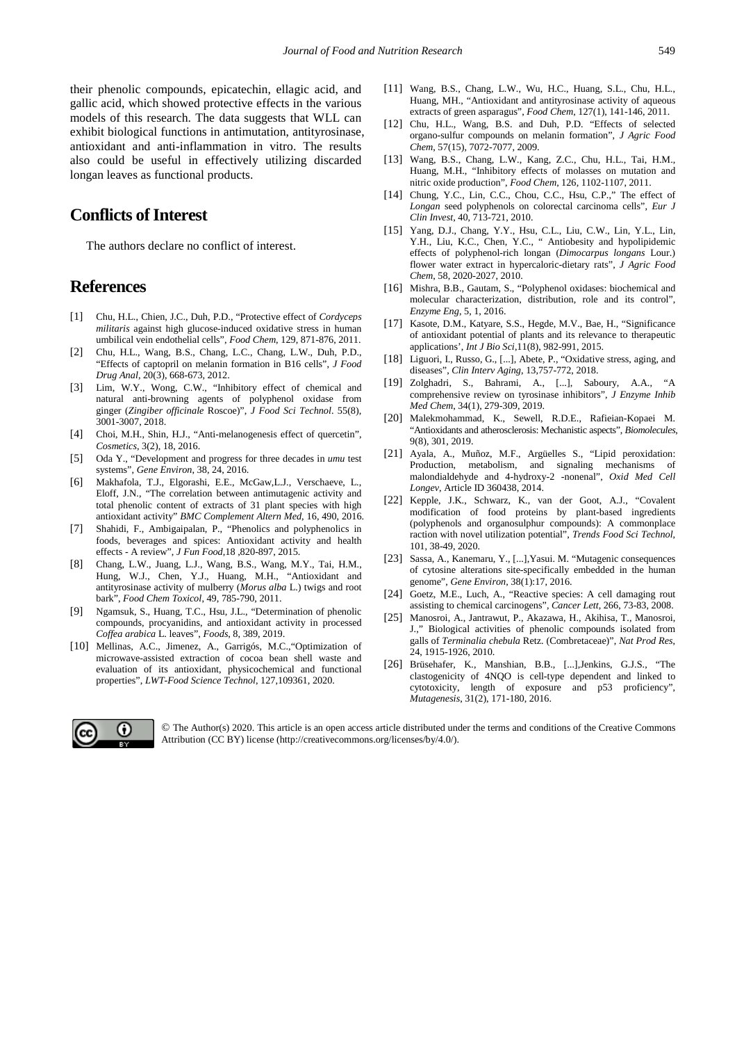their phenolic compounds, epicatechin, ellagic acid, and gallic acid, which showed protective effects in the various models of this research. The data suggests that WLL can exhibit biological functions in antimutation, antityrosinase, antioxidant and anti-inflammation in vitro. The results also could be useful in effectively utilizing discarded longan leaves as functional products.

## Conflicts of Interest

The authors declare no conflict of interest.

## References

[1] Chu, H.L., Chien, J.C., Duh, P.D., "Protective effect of *Cordyceps militaris* against high glucose-induced oxidative stress in human umbilical vein endothelial cells", *Food Chem*, 129, 871-876, 2011.

[2] Chu, H.L., Wang, B.S., Chang, L.C., Chang, L.W., Duh, P.D., "Effects of captopril on melanin formation in B16 cells", *J Food Drug Anal*, 20(3), 668-673, 2012.

[3] Lim, W.Y., Wong, C.W., "Inhibitory effect of chemical and natural anti-browning agents of polyphenol oxidase from ginger (*Zingiber officinale* Roscoe)", *J Food Sci Technol*. 55(8), 3001-3007, 2018.

[4] Choi, M.H., Shin, H.J., "Anti-melanogenesis effect of quercetin", *Cosmetics*, 3(2), 18, 2016.

[5] Oda Y., "Development and progress for three decades in *umu* test systems", *Gene Environ*, 38, 24, 2016.

[6] Makhafola, T.J., Elgorashi, E.E., McGaw,L.J., Verschaeve, L., Eloff, J.N., "The correlation between antimutagenic activity and total phenolic content of extracts of 31 plant species with high antioxidant activity" *BMC Complement Altern Med*, 16, 490, 2016.

[7] Shahidi, F., Ambigaipalan, P., "Phenolics and polyphenolics in foods, beverages and spices: Antioxidant activity and health effects - A review", *J Fun Food*,18 ,820-897, 2015.

[8] Chang, L.W., Juang, L.J., Wang, B.S., Wang, M.Y., Tai, H.M., Hung, W.J., Chen, Y.J., Huang, M.H., "Antioxidant and antityrosinase activity of mulberry (*Morus alba* L.) twigs and root bark", *Food Chem Toxicol*, 49, 785-790, 2011.

[9] Ngamsuk, S., Huang, T.C., Hsu, J.L., "Determination of phenolic compounds, procyanidins, and antioxidant activity in processed *Coffea arabica* L. leaves", *Foods*, 8, 389, 2019.

[10] Mellinas, A.C., Jimenez, A., Garrigós, M.C.,"Optimization of microwave-assisted extraction of cocoa bean shell waste and evaluation of its antioxidant, physicochemical and functional properties", *LWT-Food Science Technol*, 127,109361, 2020.

[11] Wang, B.S., Chang, L.W., Wu, H.C., Huang, S.L., Chu, H.L., Huang, MH., "Antioxidant and antityrosinase activity of aqueous extracts of green asparagus", *Food Chem*, 127(1), 141-146, 2011.

[12] Chu, H.L., Wang, B.S. and Duh, P.D. "Effects of selected organo-sulfur compounds on melanin formation", *J Agric Food Chem*, 57(15), 7072-7077, 2009.

[13] Wang, B.S., Chang, L.W., Kang, Z.C., Chu, H.L., Tai, H.M., Huang, M.H., "Inhibitory effects of molasses on mutation and nitric oxide production", *Food Chem*, 126, 1102-1107, 2011.

[14] Chung, Y.C., Lin, C.C., Chou, C.C., Hsu, C.P.," The effect of *Longan* seed polyphenols on colorectal carcinoma cells", *Eur J Clin Invest*, 40, 713-721, 2010.

[15] Yang, D.J., Chang, Y.Y., Hsu, C.L., Liu, C.W., Lin, Y.L., Lin, Y.H., Liu, K.C., Chen, Y.C., " Antiobesity and hypolipidemic effects of polyphenol-rich longan (*Dimocarpus longans* Lour.) flower water extract in hypercaloric-dietary rats", *J Agric Food Chem*, 58, 2020-2027, 2010.

[16] Mishra, B.B., Gautam, S., "Polyphenol oxidases: biochemical and molecular characterization, distribution, role and its control", *Enzyme Eng*, 5, 1, 2016.

[17] Kasote, D.M., Katyare, S.S., Hegde, M.V., Bae, H., "Significance of antioxidant potential of plants and its relevance to therapeutic applications', *Int J Bio Sci*,11(8), 982-991, 2015.

[18] Liguori, I., Russo, G., [...], Abete, P., "Oxidative stress, aging, and diseases", *Clin Interv Aging*, 13,757-772, 2018.

[19] Zolghadri, S., Bahrami, A., [...], Saboury, A.A., "A comprehensive review on tyrosinase inhibitors", *J Enzyme Inhib Med Chem*, 34(1), 279-309, 2019.

[20] Malekmohammad, K., Sewell, R.D.E., Rafieian-Kopaei M. "Antioxidants and atherosclerosis: Mechanistic aspects", *Biomolecules*, 9(8), 301, 2019.

[21] Ayala, A., Muñoz, M.F., Argüelles S., "Lipid peroxidation: Production, metabolism, and signaling mechanisms of malondialdehyde and 4-hydroxy-2 -nonenal", *Oxid Med Cell Longev*, Article ID 360438, 2014.

[22] Kepple, J.K., Schwarz, K., van der Goot, A.J., "Covalent modification of food proteins by plant-based ingredients (polyphenols and organosulphur compounds): A commonplace raction with novel utilization potential", *Trends Food Sci Technol*, 101, 38-49, 2020.

[23] Sassa, A., Kanemaru, Y., [...],Yasui. M. "Mutagenic consequences of cytosine alterations site-specifically embedded in the human genome", *Gene Environ*, 38(1):17, 2016.

[24] Goetz, M.E., Luch, A., "Reactive species: A cell damaging rout assisting to chemical carcinogens", *Cancer Lett*, 266, 73-83, 2008.

[25] Manosroi, A., Jantrawut, P., Akazawa, H., Akihisa, T., Manosroi, J.," Biological activities of phenolic compounds isolated from galls of *Terminalia chebula* Retz. (Combretaceae)", *Nat Prod Res*, 24, 1915-1926, 2010.

[26] Brüsehafer, K., Manshian, B.B., [...],Jenkins, G.J.S., "The clastogenicity of 4NQO is cell-type dependent and linked to cytotoxicity, length of exposure and p53 proficiency", *Mutagenesis*, 31(2), 171-180, 2016.

© The Author(s) 2020. This article is an open access article distributed under the terms and conditions of the Creative Commons Attribution (CC BY) license (http://creativecommons.org/licenses/by/4.0/).